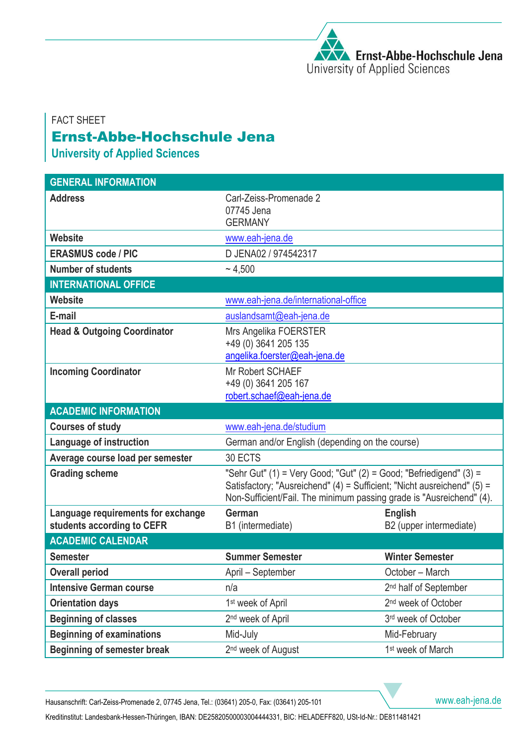FACT SHEET

# Ernst-Abbe-Hochschule Jena

## University of Applied Sciences

| GENERAL INFORMATION | | |
|---|---|---|
| **Address** | Carl-Zeiss-Promenade 2<br>07745 Jena<br>GERMANY | |
| **Website** | www.eah-jena.de | |
| **ERASMUS code / PIC** | D JENA02 / 974542317 | |
| **Number of students** | ~ 4,500 | |
| **INTERNATIONAL OFFICE** | | |
| **Website** | www.eah-jena.de/international-office | |
| **E-mail** | auslandsamt@eah-jena.de | |
| **Head & Outgoing Coordinator** | Mrs Angelika FOERSTER<br>+49 (0) 3641 205 135<br>angelika.foerster@eah-jena.de | |
| **Incoming Coordinator** | Mr Robert SCHAEF<br>+49 (0) 3641 205 167<br>robert.schaef@eah-jena.de | |
| **ACADEMIC INFORMATION** | | |
| **Courses of study** | www.eah-jena.de/studium | |
| **Language of instruction** | German and/or English (depending on the course) | |
| **Average course load per semester** | 30 ECTS | |
| **Grading scheme** | "Sehr Gut" (1) = Very Good; "Gut" (2) = Good; "Befriedigend" (3) = Satisfactory; "Ausreichend" (4) = Sufficient; "Nicht ausreichend" (5) = Non-Sufficient/Fail. The minimum passing grade is "Ausreichend" (4). | |
| **Language requirements for exchange students according to CEFR** | **German**<br>B1 (intermediate) | **English**<br>B2 (upper intermediate) |
| **ACADEMIC CALENDAR** | | |
| **Semester** | **Summer Semester** | **Winter Semester** |
| **Overall period** | April – September | October – March |
| **Intensive German course** | n/a | 2nd half of September |
| **Orientation days** | 1st week of April | 2nd week of October |
| **Beginning of classes** | 2nd week of April | 3rd week of October |
| **Beginning of examinations** | Mid-July | Mid-February |
| **Beginning of semester break** | 2nd week of August | 1st week of March |

Hausanschrift: Carl-Zeiss-Promenade 2, 07745 Jena, Tel.: (03641) 205-0, Fax: (03641) 205-101

Kreditinstitut: Landesbank-Hessen-Thüringen, IBAN: DE25820500003004444331, BIC: HELADEFF820, USt-Id-Nr.: DE811481421

www.eah-jena.de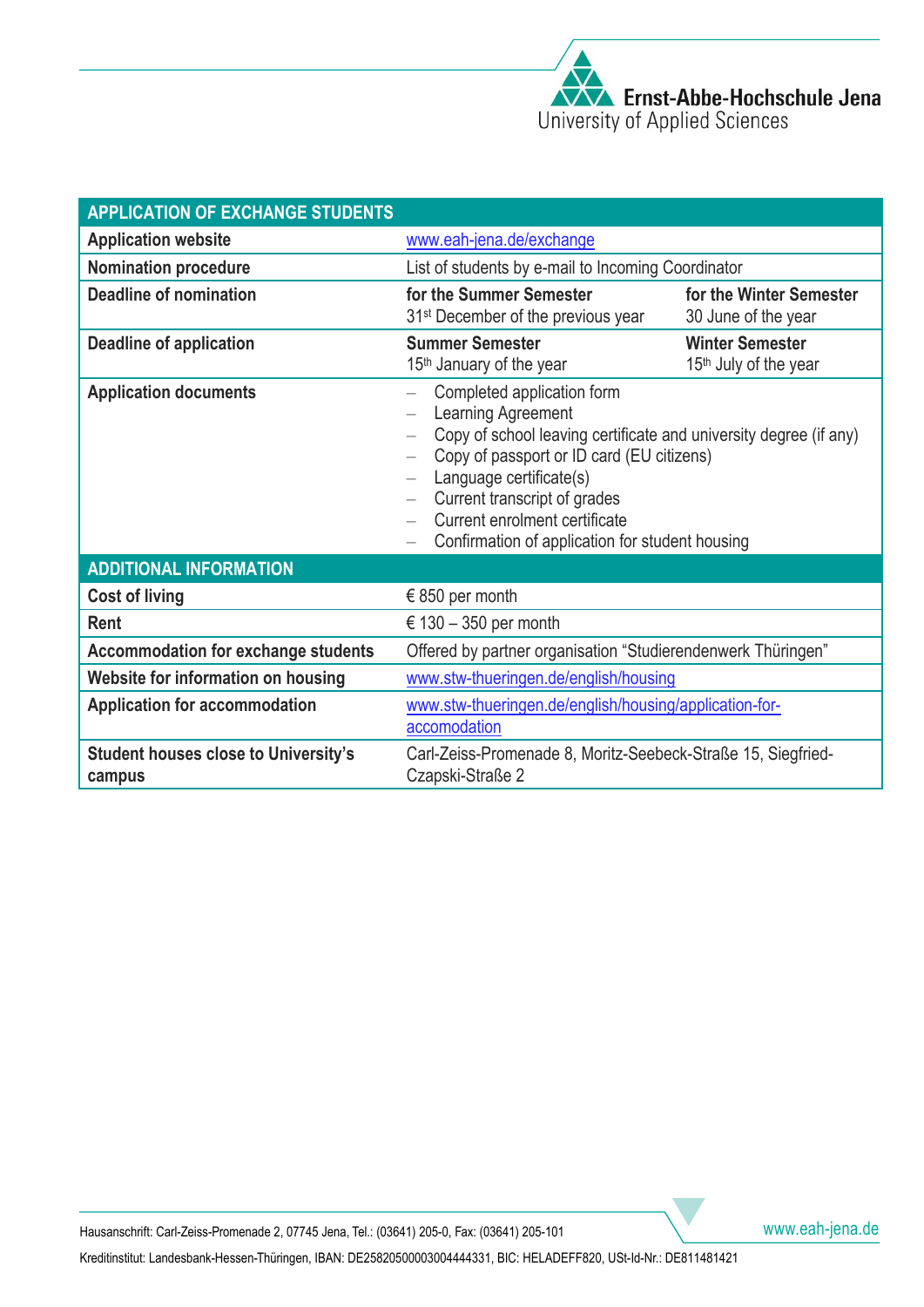| APPLICATION OF EXCHANGE STUDENTS | | |
|---|---|---|
| **Application website** | www.eah-jena.de/exchange | |
| **Nomination procedure** | List of students by e-mail to Incoming Coordinator | |
| **Deadline of nomination** | **for the Summer Semester**<br>31st December of the previous year | **for the Winter Semester**<br>30 June of the year |
| **Deadline of application** | **Summer Semester**<br>15th January of the year | **Winter Semester**<br>15th July of the year |
| **Application documents** | – Completed application form<br>– Learning Agreement<br>– Copy of school leaving certificate and university degree (if any)<br>– Copy of passport or ID card (EU citizens)<br>– Language certificate(s)<br>– Current transcript of grades<br>– Current enrolment certificate<br>– Confirmation of application for student housing | |
| **ADDITIONAL INFORMATION** | | |
| **Cost of living** | € 850 per month | |
| **Rent** | € 130 – 350 per month | |
| **Accommodation for exchange students** | Offered by partner organisation "Studierendenwerk Thüringen" | |
| **Website for information on housing** | www.stw-thueringen.de/english/housing | |
| **Application for accommodation** | www.stw-thueringen.de/english/housing/application-for-accomodation | |
| **Student houses close to University's campus** | Carl-Zeiss-Promenade 8, Moritz-Seebeck-Straße 15, Siegfried-Czapski-Straße 2 | |